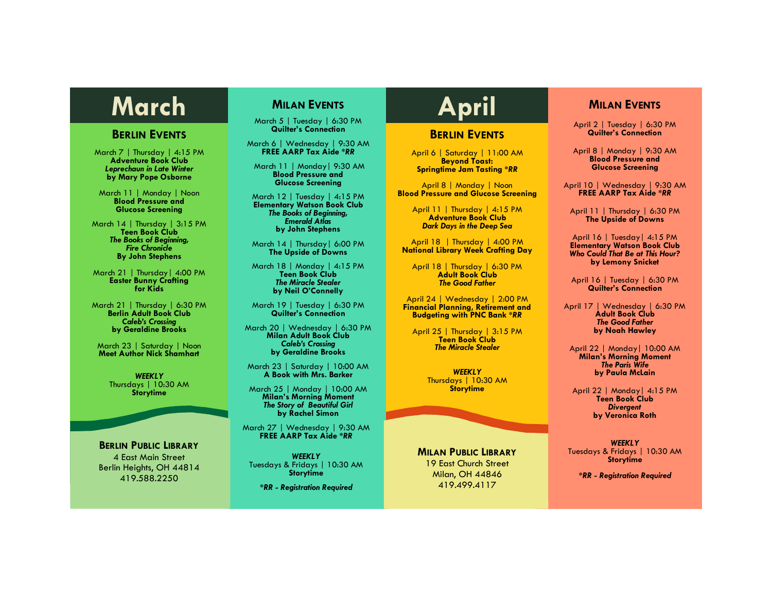# March

## Berlin Events

March 7 | Thursday | 4:15 PM
**Adventure Book Club**
***Leprechaun in Late Winter***
**by Mary Pope Osborne**

March 11 | Monday | Noon
**Blood Pressure and Glucose Screening**

March 14 | Thursday | 3:15 PM
**Teen Book Club**
***The Books of Beginning, Fire Chronicle***
**By John Stephens**

March 21 | Thursday| 4:00 PM
**Easter Bunny Crafting for Kids**

March 21 | Thursday | 6:30 PM
**Berlin Adult Book Club**
***Caleb's Crossing***
**by Geraldine Brooks**

March 23 | Saturday | Noon
**Meet Author Nick Shamhart**

***WEEKLY***
Thursdays | 10:30 AM
**Storytime**

### Berlin Public Library

4 East Main Street
Berlin Heights, OH 44814
419.588.2250

## Milan Events

March 5 | Tuesday | 6:30 PM
**Quilter's Connection**

March 6 | Wednesday | 9:30 AM
**FREE AARP Tax Aide *RR**

March 11 | Monday| 9:30 AM
**Blood Pressure and Glucose Screening**

March 12 | Tuesday | 4:15 PM
**Elementary Watson Book Club**
***The Books of Beginning, Emerald Atlas***
**by John Stephens**

March 14 | Thursday| 6:00 PM
**The Upside of Downs**

March 18 | Monday | 4:15 PM
**Teen Book Club**
***The Miracle Stealer***
**by Neil O'Connelly**

March 19 | Tuesday | 6:30 PM
**Quilter's Connection**

March 20 | Wednesday | 6:30 PM
**Milan Adult Book Club**
***Caleb's Crossing***
**by Geraldine Brooks**

March 23 | Saturday | 10:00 AM
**A Book with Mrs. Barker**

March 25 | Monday | 10:00 AM
**Milan's Morning Moment**
***The Story of Beautiful Girl***
**by Rachel Simon**

March 27 | Wednesday | 9:30 AM
**FREE AARP Tax Aide *RR**

***WEEKLY***
Tuesdays & Fridays | 10:30 AM
**Storytime**

****RR - Registration Required***

# April

## Berlin Events

April 6 | Saturday | 11:00 AM
**Beyond Toast: Springtime Jam Tasting *RR**

April 8 | Monday | Noon
**Blood Pressure and Glucose Screening**

April 11 | Thursday | 4:15 PM
**Adventure Book Club**
***Dark Days in the Deep Sea***

April 18 | Thursday | 4:00 PM
**National Library Week Crafting Day**

April 18 | Thursday | 6:30 PM
**Adult Book Club**
***The Good Father***

April 24 | Wednesday | 2:00 PM
**Financial Planning, Retirement and Budgeting with PNC Bank *RR**

April 25 | Thursday | 3:15 PM
**Teen Book Club**
***The Miracle Stealer***

***WEEKLY***
Thursdays | 10:30 AM
**Storytime**

### Milan Public Library

19 East Church Street
Milan, OH 44846
419.499.4117

## Milan Events

April 2 | Tuesday | 6:30 PM
**Quilter's Connection**

April 8 | Monday | 9:30 AM
**Blood Pressure and Glucose Screening**

April 10 | Wednesday | 9:30 AM
**FREE AARP Tax Aide *RR**

April 11 | Thursday | 6:30 PM
**The Upside of Downs**

April 16 | Tuesday| 4:15 PM
**Elementary Watson Book Club**
***Who Could That Be at This Hour?***
**by Lemony Snicket**

April 16 | Tuesday | 6:30 PM
**Quilter's Connection**

April 17 | Wednesday | 6:30 PM
**Adult Book Club**
***The Good Father***
**by Noah Hawley**

April 22 | Monday| 10:00 AM
**Milan's Morning Moment**
***The Paris Wife***
**by Paula McLain**

April 22 | Monday| 4:15 PM
**Teen Book Club**
***Divergent***
**by Veronica Roth**

***WEEKLY***
Tuesdays & Fridays | 10:30 AM
**Storytime**

****RR - Registration Required***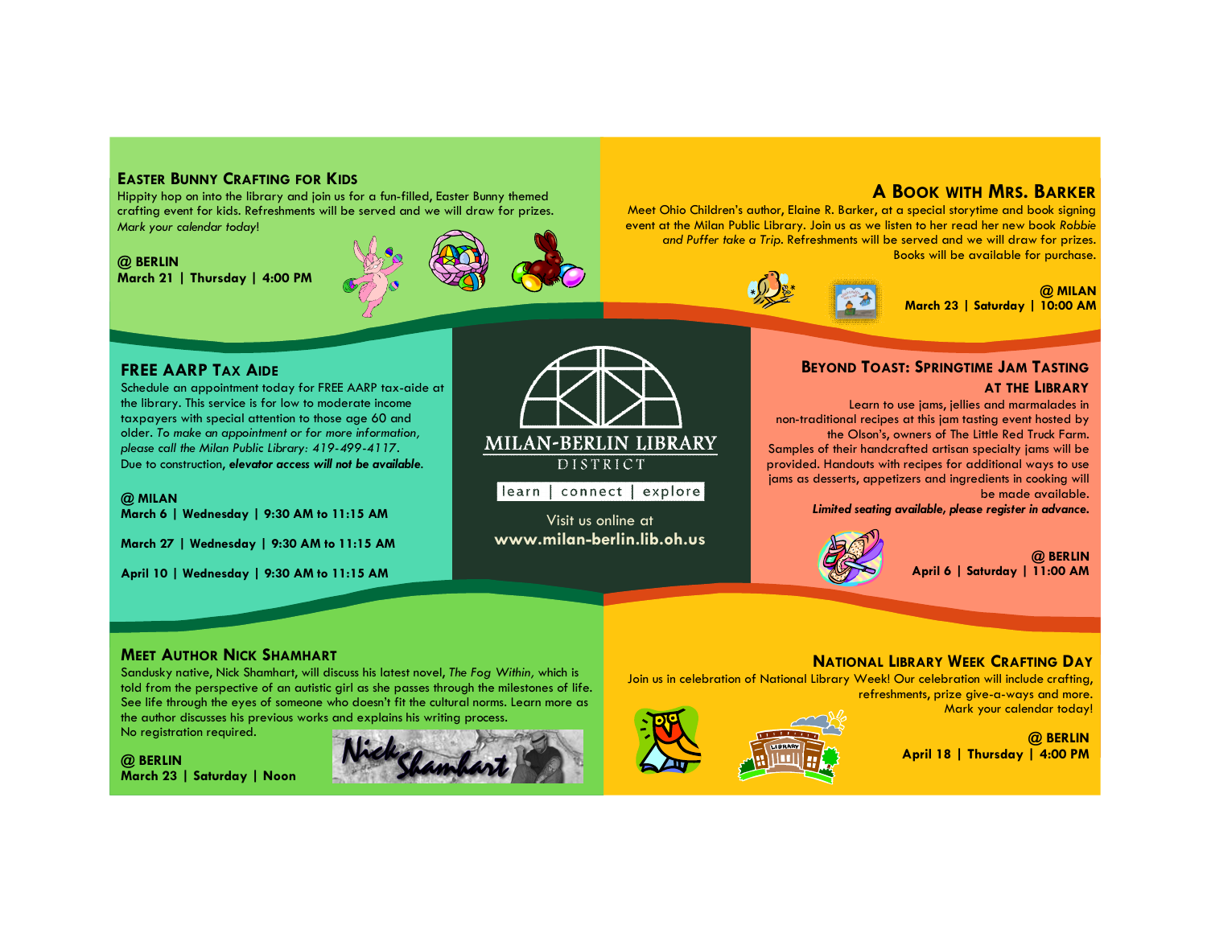## Easter Bunny Crafting for Kids

Hippity hop on into the library and join us for a fun-filled, Easter Bunny themed crafting event for kids. Refreshments will be served and we will draw for prizes. *Mark your calendar today!*

**@ BERLIN**
**March 21 | Thursday | 4:00 PM**

## A Book with Mrs. Barker

Meet Ohio Children's author, Elaine R. Barker, at a special storytime and book signing event at the Milan Public Library. Join us as we listen to her read her new book *Robbie and Puffer take a Trip*. Refreshments will be served and we will draw for prizes. Books will be available for purchase.

**@ MILAN**
**March 23 | Saturday | 10:00 AM**

## FREE AARP Tax Aide

Schedule an appointment today for FREE AARP tax-aide at the library. This service is for low to moderate income taxpayers with special attention to those age 60 and older. *To make an appointment or for more information, please call the Milan Public Library: 419-499-4117.*
Due to construction, ***elevator access will not be available.***

**@ MILAN**
**March 6 | Wednesday | 9:30 AM to 11:15 AM**

**March 27 | Wednesday | 9:30 AM to 11:15 AM**

**April 10 | Wednesday | 9:30 AM to 11:15 AM**

MILAN-BERLIN LIBRARY
DISTRICT

learn | connect | explore

Visit us online at
**www.milan-berlin.lib.oh.us**

## Beyond Toast: Springtime Jam Tasting at the Library

Learn to use jams, jellies and marmalades in non-traditional recipes at this jam tasting event hosted by the Olson's, owners of The Little Red Truck Farm. Samples of their handcrafted artisan specialty jams will be provided. Handouts with recipes for additional ways to use jams as desserts, appetizers and ingredients in cooking will be made available.
***Limited seating available, please register in advance.***

**@ BERLIN**
**April 6 | Saturday | 11:00 AM**

## Meet Author Nick Shamhart

Sandusky native, Nick Shamhart, will discuss his latest novel, *The Fog Within,* which is told from the perspective of an autistic girl as she passes through the milestones of life. See life through the eyes of someone who doesn't fit the cultural norms. Learn more as the author discusses his previous works and explains his writing process.
No registration required.

**@ BERLIN**
**March 23 | Saturday | Noon**

## National Library Week Crafting Day

Join us in celebration of National Library Week! Our celebration will include crafting, refreshments, prize give-a-ways and more. Mark your calendar today!

**@ BERLIN**
**April 18 | Thursday | 4:00 PM**